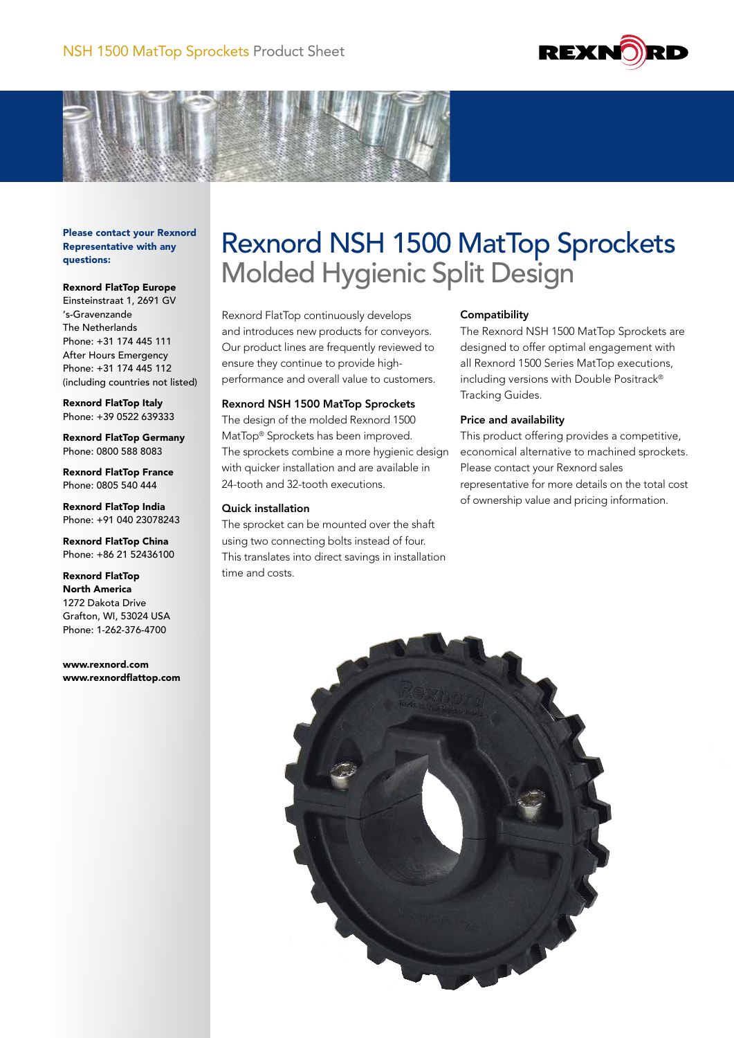# Rexnord NSH 1500 MatTop Sprockets

## Molded Hygienic Split Design

Rexnord FlatTop continuously develops and introduces new products for conveyors. Our product lines are frequently reviewed to ensure they continue to provide high-performance and overall value to customers.

### Rexnord NSH 1500 MatTop Sprockets

The design of the molded Rexnord 1500 MatTop® Sprockets has been improved. The sprockets combine a more hygienic design with quicker installation and are available in 24-tooth and 32-tooth executions.

### Quick installation

The sprocket can be mounted over the shaft using two connecting bolts instead of four. This translates into direct savings in installation time and costs.

### Compatibility

The Rexnord NSH 1500 MatTop Sprockets are designed to offer optimal engagement with all Rexnord 1500 Series MatTop executions, including versions with Double Positrack® Tracking Guides.

### Price and availability

This product offering provides a competitive, economical alternative to machined sprockets. Please contact your Rexnord sales representative for more details on the total cost of ownership value and pricing information.

---

**Please contact your Rexnord Representative with any questions:**

**Rexnord FlatTop Europe**
Einsteinstraat 1, 2691 GV
's-Gravenzande
The Netherlands
Phone: +31 174 445 111
After Hours Emergency
Phone: +31 174 445 112
(including countries not listed)

**Rexnord FlatTop Italy**
Phone: +39 0522 639333

**Rexnord FlatTop Germany**
Phone: 0800 588 8083

**Rexnord FlatTop France**
Phone: 0805 540 444

**Rexnord FlatTop India**
Phone: +91 040 23078243

**Rexnord FlatTop China**
Phone: +86 21 52436100

**Rexnord FlatTop North America**
1272 Dakota Drive
Grafton, WI, 53024 USA
Phone: 1-262-376-4700

**www.rexnord.com**
**www.rexnordflattop.com**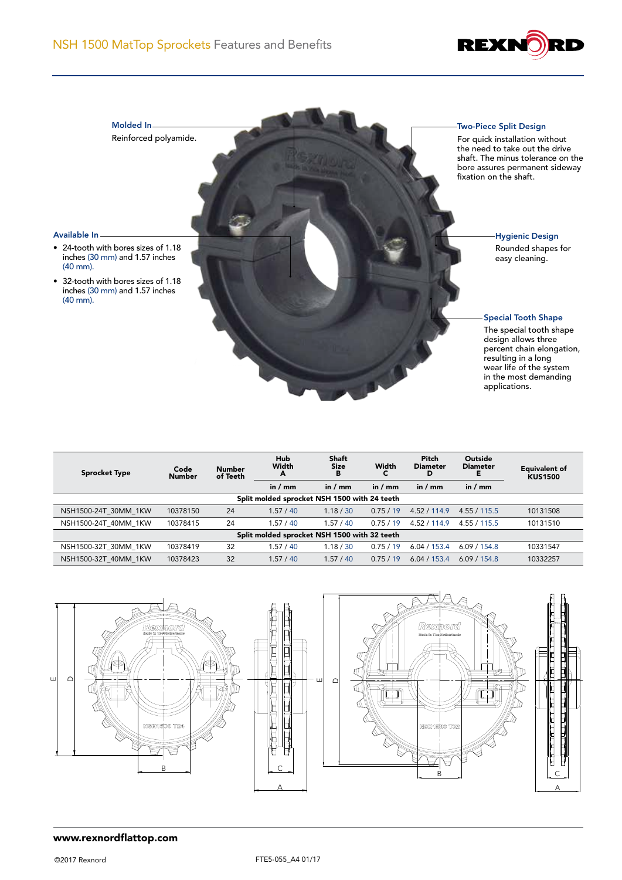# NSH 1500 MatTop Sprockets Features and Benefits

**Molded In**
Reinforced polyamide.

**Available In**

- 24-tooth with bores sizes of 1.18 inches (30 mm) and 1.57 inches (40 mm).
- 32-tooth with bores sizes of 1.18 inches (30 mm) and 1.57 inches (40 mm).

**Two-Piece Split Design**
For quick installation without the need to take out the drive shaft. The minus tolerance on the bore assures permanent sideway fixation on the shaft.

**Hygienic Design**
Rounded shapes for easy cleaning.

**Special Tooth Shape**
The special tooth shape design allows three percent chain elongation, resulting in a long wear life of the system in the most demanding applications.

| Sprocket Type | Code Number | Number of Teeth | Hub Width A | Shaft Size B | Width C | Pitch Diameter D | Outside Diameter E | Equivalent of KUS1500 |
|---|---|---|---|---|---|---|---|---|
| | | | in / mm | in / mm | in / mm | in / mm | in / mm | |
| **Split molded sprocket NSH 1500 with 24 teeth** | | | | | | | | |
| NSH1500-24T_30MM_1KW | 10378150 | 24 | 1.57 / 40 | 1.18 / 30 | 0.75 / 19 | 4.52 / 114.9 | 4.55 / 115.5 | 10131508 |
| NSH1500-24T_40MM_1KW | 10378415 | 24 | 1.57 / 40 | 1.57 / 40 | 0.75 / 19 | 4.52 / 114.9 | 4.55 / 115.5 | 10131510 |
| **Split molded sprocket NSH 1500 with 32 teeth** | | | | | | | | |
| NSH1500-32T_30MM_1KW | 10378419 | 32 | 1.57 / 40 | 1.18 / 30 | 0.75 / 19 | 6.04 / 153.4 | 6.09 / 154.8 | 10331547 |
| NSH1500-32T_40MM_1KW | 10378423 | 32 | 1.57 / 40 | 1.57 / 40 | 0.75 / 19 | 6.04 / 153.4 | 6.09 / 154.8 | 10332257 |

E
D
B
C
A
E
D
B
C
A

**www.rexnordflattop.com**

©2017 Rexnord FTE5-055_A4 01/17